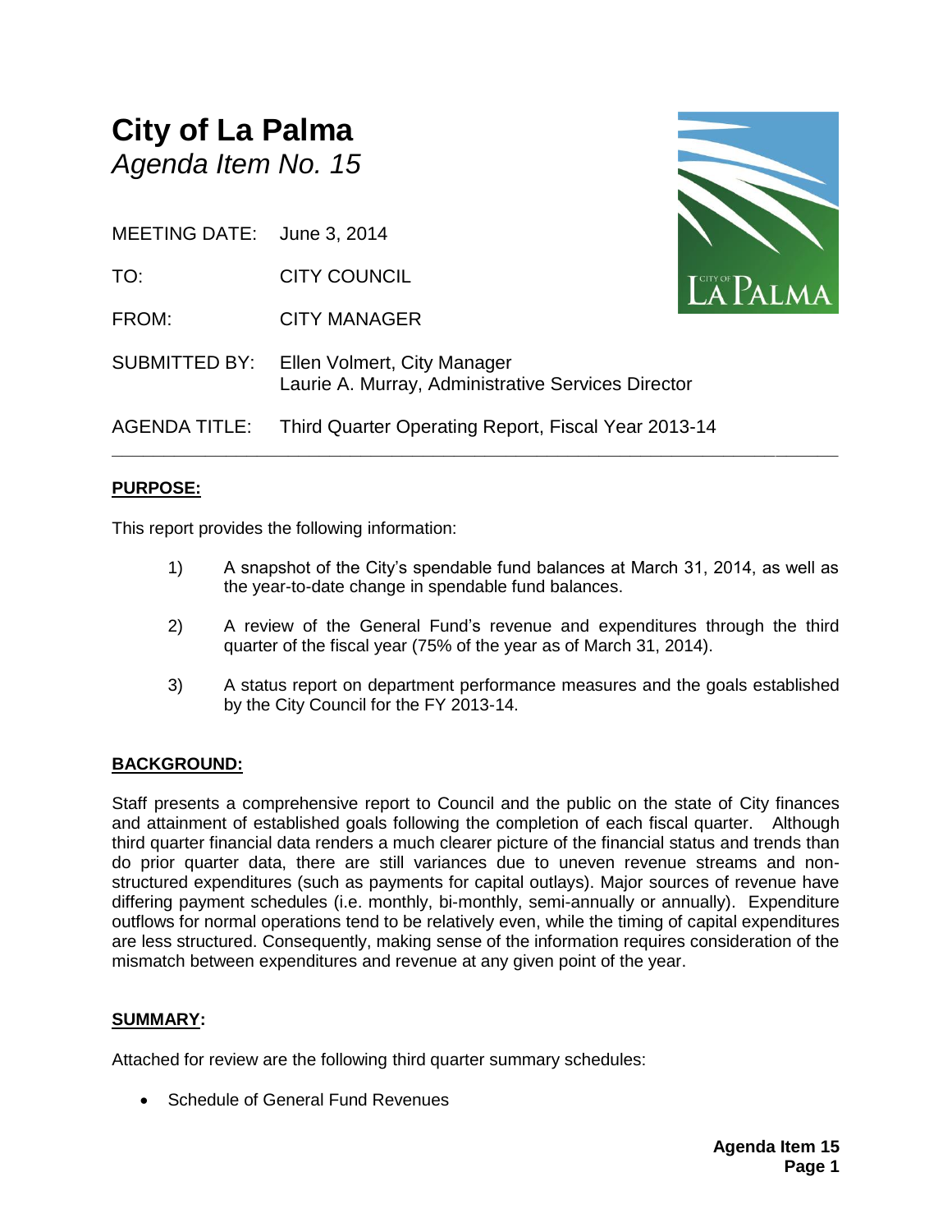# City of La Palma

*Agenda Item No. 15*

| | |
|---|---|
| MEETING DATE: | June 3, 2014 |
| TO: | CITY COUNCIL |
| FROM: | CITY MANAGER |
| SUBMITTED BY: | Ellen Volmert, City Manager<br>Laurie A. Murray, Administrative Services Director |
| AGENDA TITLE: | Third Quarter Operating Report, Fiscal Year 2013-14 |

## PURPOSE:

This report provides the following information:

1) A snapshot of the City's spendable fund balances at March 31, 2014, as well as the year-to-date change in spendable fund balances.

2) A review of the General Fund's revenue and expenditures through the third quarter of the fiscal year (75% of the year as of March 31, 2014).

3) A status report on department performance measures and the goals established by the City Council for the FY 2013-14.

## BACKGROUND:

Staff presents a comprehensive report to Council and the public on the state of City finances and attainment of established goals following the completion of each fiscal quarter. Although third quarter financial data renders a much clearer picture of the financial status and trends than do prior quarter data, there are still variances due to uneven revenue streams and non-structured expenditures (such as payments for capital outlays). Major sources of revenue have differing payment schedules (i.e. monthly, bi-monthly, semi-annually or annually). Expenditure outflows for normal operations tend to be relatively even, while the timing of capital expenditures are less structured. Consequently, making sense of the information requires consideration of the mismatch between expenditures and revenue at any given point of the year.

## SUMMARY:

Attached for review are the following third quarter summary schedules:

- Schedule of General Fund Revenues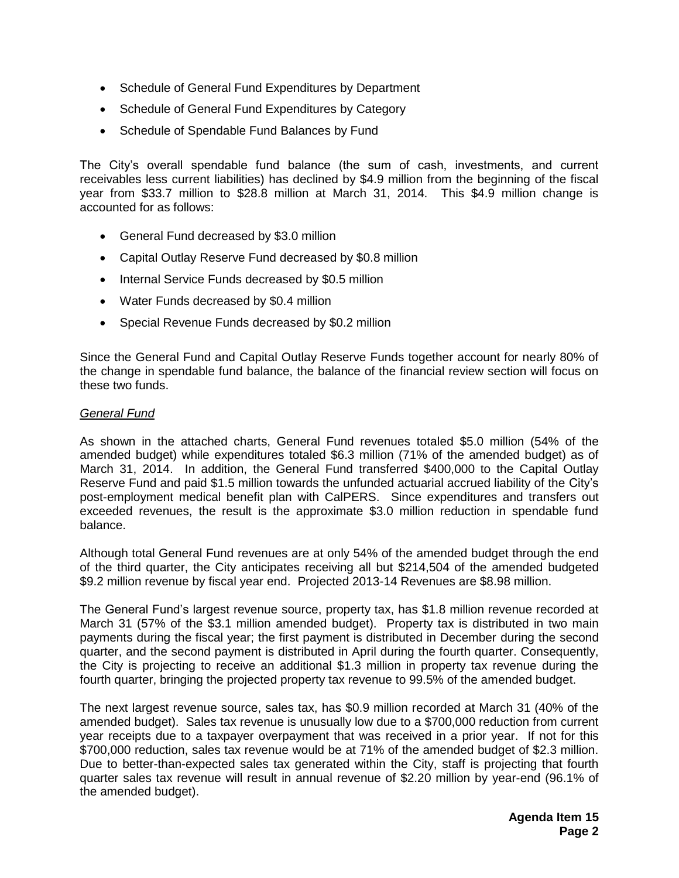- Schedule of General Fund Expenditures by Department
- Schedule of General Fund Expenditures by Category
- Schedule of Spendable Fund Balances by Fund

The City's overall spendable fund balance (the sum of cash, investments, and current receivables less current liabilities) has declined by $4.9 million from the beginning of the fiscal year from $33.7 million to $28.8 million at March 31, 2014. This $4.9 million change is accounted for as follows:

- General Fund decreased by $3.0 million
- Capital Outlay Reserve Fund decreased by $0.8 million
- Internal Service Funds decreased by $0.5 million
- Water Funds decreased by $0.4 million
- Special Revenue Funds decreased by $0.2 million

Since the General Fund and Capital Outlay Reserve Funds together account for nearly 80% of the change in spendable fund balance, the balance of the financial review section will focus on these two funds.

*General Fund*

As shown in the attached charts, General Fund revenues totaled $5.0 million (54% of the amended budget) while expenditures totaled $6.3 million (71% of the amended budget) as of March 31, 2014. In addition, the General Fund transferred $400,000 to the Capital Outlay Reserve Fund and paid $1.5 million towards the unfunded actuarial accrued liability of the City's post-employment medical benefit plan with CalPERS. Since expenditures and transfers out exceeded revenues, the result is the approximate $3.0 million reduction in spendable fund balance.

Although total General Fund revenues are at only 54% of the amended budget through the end of the third quarter, the City anticipates receiving all but $214,504 of the amended budgeted $9.2 million revenue by fiscal year end. Projected 2013-14 Revenues are $8.98 million.

The General Fund's largest revenue source, property tax, has $1.8 million revenue recorded at March 31 (57% of the $3.1 million amended budget). Property tax is distributed in two main payments during the fiscal year; the first payment is distributed in December during the second quarter, and the second payment is distributed in April during the fourth quarter. Consequently, the City is projecting to receive an additional $1.3 million in property tax revenue during the fourth quarter, bringing the projected property tax revenue to 99.5% of the amended budget.

The next largest revenue source, sales tax, has $0.9 million recorded at March 31 (40% of the amended budget). Sales tax revenue is unusually low due to a $700,000 reduction from current year receipts due to a taxpayer overpayment that was received in a prior year. If not for this $700,000 reduction, sales tax revenue would be at 71% of the amended budget of $2.3 million. Due to better-than-expected sales tax generated within the City, staff is projecting that fourth quarter sales tax revenue will result in annual revenue of $2.20 million by year-end (96.1% of the amended budget).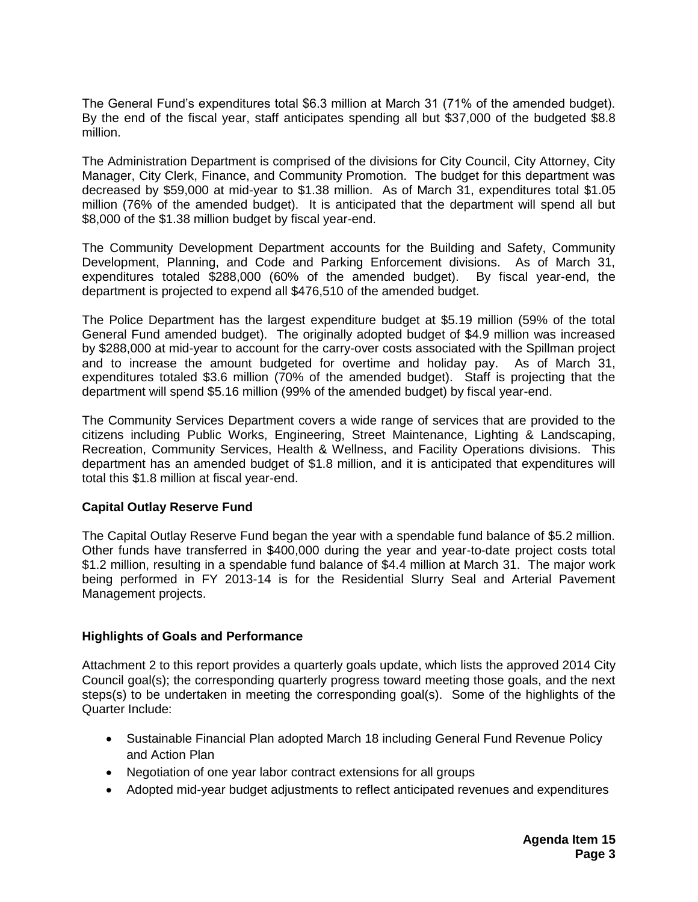The General Fund's expenditures total $6.3 million at March 31 (71% of the amended budget). By the end of the fiscal year, staff anticipates spending all but $37,000 of the budgeted $8.8 million.

The Administration Department is comprised of the divisions for City Council, City Attorney, City Manager, City Clerk, Finance, and Community Promotion. The budget for this department was decreased by $59,000 at mid-year to $1.38 million. As of March 31, expenditures total $1.05 million (76% of the amended budget). It is anticipated that the department will spend all but $8,000 of the $1.38 million budget by fiscal year-end.

The Community Development Department accounts for the Building and Safety, Community Development, Planning, and Code and Parking Enforcement divisions. As of March 31, expenditures totaled $288,000 (60% of the amended budget). By fiscal year-end, the department is projected to expend all $476,510 of the amended budget.

The Police Department has the largest expenditure budget at $5.19 million (59% of the total General Fund amended budget). The originally adopted budget of $4.9 million was increased by $288,000 at mid-year to account for the carry-over costs associated with the Spillman project and to increase the amount budgeted for overtime and holiday pay. As of March 31, expenditures totaled $3.6 million (70% of the amended budget). Staff is projecting that the department will spend $5.16 million (99% of the amended budget) by fiscal year-end.

The Community Services Department covers a wide range of services that are provided to the citizens including Public Works, Engineering, Street Maintenance, Lighting & Landscaping, Recreation, Community Services, Health & Wellness, and Facility Operations divisions. This department has an amended budget of $1.8 million, and it is anticipated that expenditures will total this $1.8 million at fiscal year-end.

**Capital Outlay Reserve Fund**

The Capital Outlay Reserve Fund began the year with a spendable fund balance of $5.2 million. Other funds have transferred in $400,000 during the year and year-to-date project costs total $1.2 million, resulting in a spendable fund balance of $4.4 million at March 31. The major work being performed in FY 2013-14 is for the Residential Slurry Seal and Arterial Pavement Management projects.

**Highlights of Goals and Performance**

Attachment 2 to this report provides a quarterly goals update, which lists the approved 2014 City Council goal(s); the corresponding quarterly progress toward meeting those goals, and the next steps(s) to be undertaken in meeting the corresponding goal(s). Some of the highlights of the Quarter Include:

- Sustainable Financial Plan adopted March 18 including General Fund Revenue Policy and Action Plan
- Negotiation of one year labor contract extensions for all groups
- Adopted mid-year budget adjustments to reflect anticipated revenues and expenditures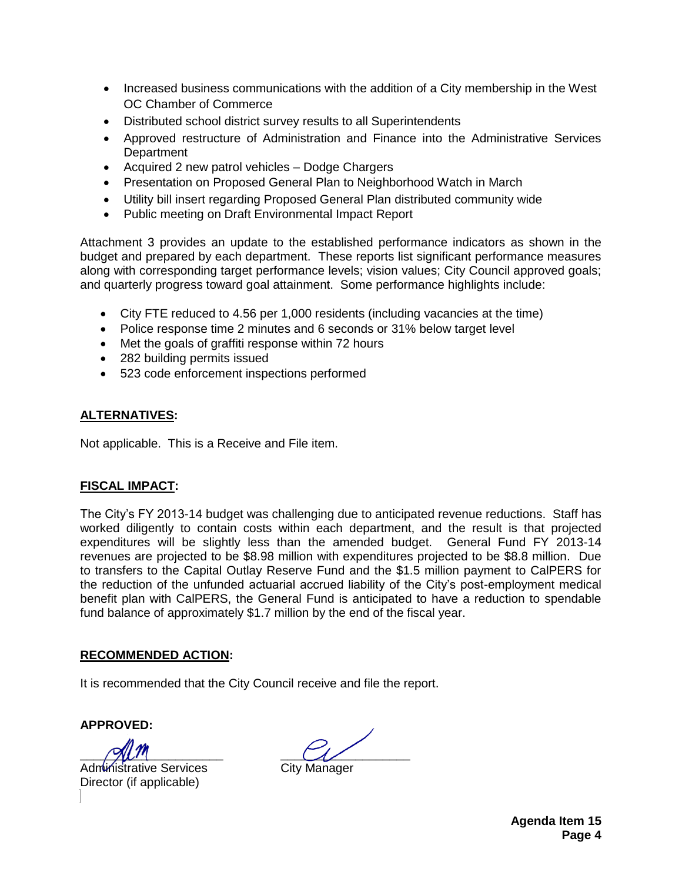- Increased business communications with the addition of a City membership in the West OC Chamber of Commerce
- Distributed school district survey results to all Superintendents
- Approved restructure of Administration and Finance into the Administrative Services Department
- Acquired 2 new patrol vehicles – Dodge Chargers
- Presentation on Proposed General Plan to Neighborhood Watch in March
- Utility bill insert regarding Proposed General Plan distributed community wide
- Public meeting on Draft Environmental Impact Report

Attachment 3 provides an update to the established performance indicators as shown in the budget and prepared by each department. These reports list significant performance measures along with corresponding target performance levels; vision values; City Council approved goals; and quarterly progress toward goal attainment. Some performance highlights include:

- City FTE reduced to 4.56 per 1,000 residents (including vacancies at the time)
- Police response time 2 minutes and 6 seconds or 31% below target level
- Met the goals of graffiti response within 72 hours
- 282 building permits issued
- 523 code enforcement inspections performed

**ALTERNATIVES:**

Not applicable. This is a Receive and File item.

**FISCAL IMPACT:**

The City's FY 2013-14 budget was challenging due to anticipated revenue reductions. Staff has worked diligently to contain costs within each department, and the result is that projected expenditures will be slightly less than the amended budget. General Fund FY 2013-14 revenues are projected to be $8.98 million with expenditures projected to be $8.8 million. Due to transfers to the Capital Outlay Reserve Fund and the $1.5 million payment to CalPERS for the reduction of the unfunded actuarial accrued liability of the City's post-employment medical benefit plan with CalPERS, the General Fund is anticipated to have a reduction to spendable fund balance of approximately $1.7 million by the end of the fiscal year.

**RECOMMENDED ACTION:**

It is recommended that the City Council receive and file the report.

**APPROVED:**

Administrative Services Director (if applicable)

City Manager

**Agenda Item 15**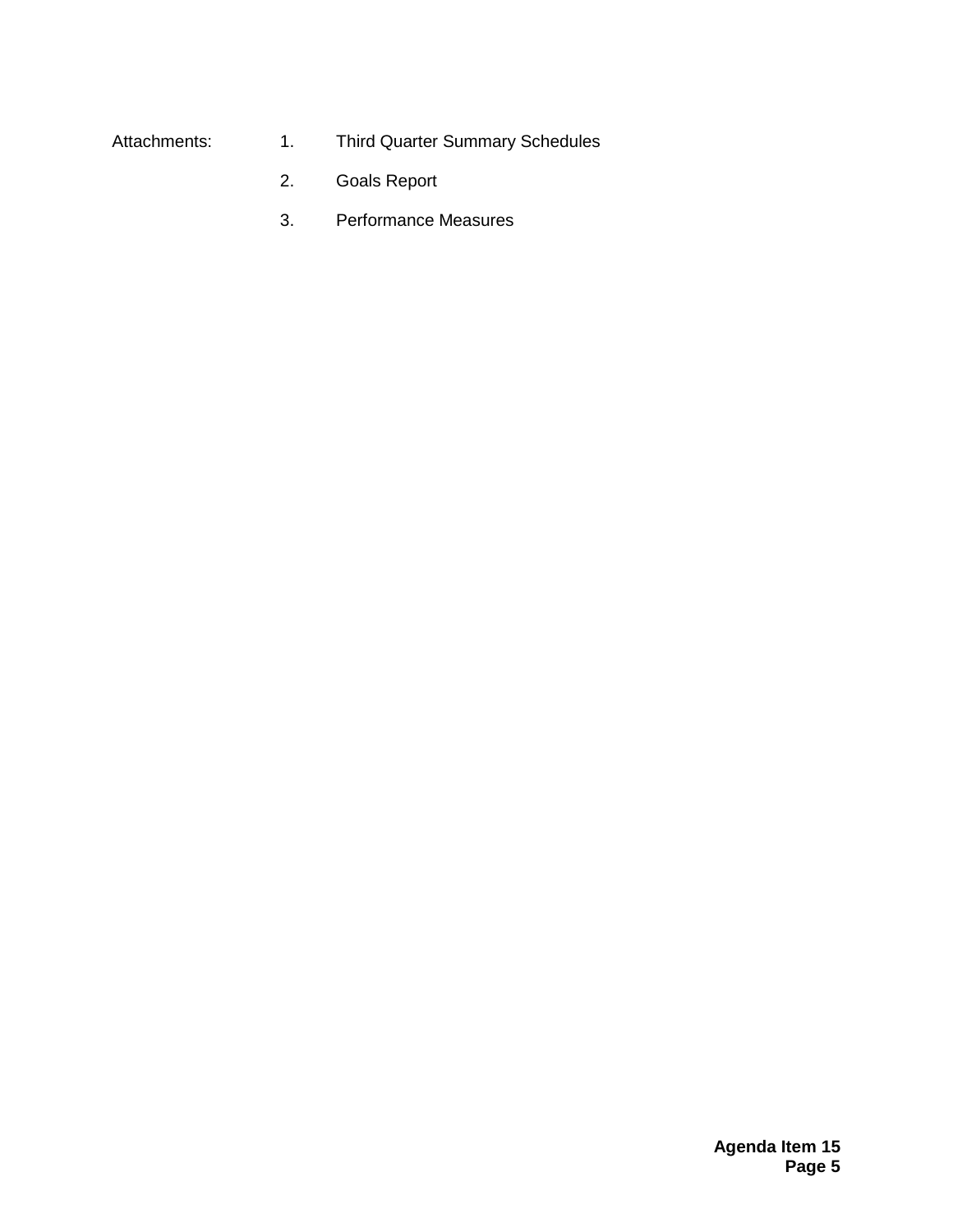Attachments:

1. Third Quarter Summary Schedules
2. Goals Report
3. Performance Measures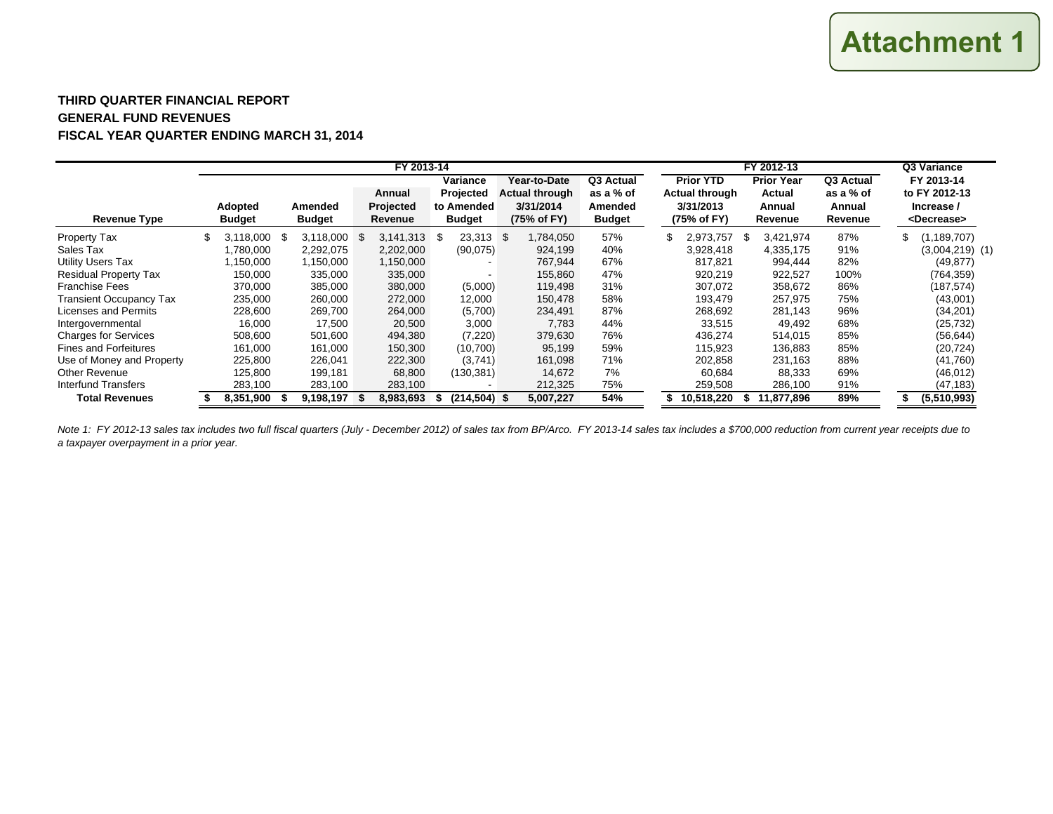Attachment 1

**THIRD QUARTER FINANCIAL REPORT**
**GENERAL FUND REVENUES**
**FISCAL YEAR QUARTER ENDING MARCH 31, 2014**

| | FY 2013-14 | | | | | | FY 2012-13 | | | Q3 Variance |
|---|---|---|---|---|---|---|---|---|---|---|
| **Revenue Type** | **Adopted Budget** | **Amended Budget** | **Annual Projected Revenue** | **Variance Projected to Amended Budget** | **Year-to-Date Actual through 3/31/2014 (75% of FY)** | **Q3 Actual as a % of Amended Budget** | **Prior YTD Actual through 3/31/2013 (75% of FY)** | **Prior Year Actual Annual Revenue** | **Q3 Actual as a % of Annual Revenue** | **FY 2013-14 to FY 2012-13 Increase / <Decrease>** |
| Property Tax | $ 3,118,000 | $ 3,118,000 | $ 3,141,313 | $ 23,313 | $ 1,784,050 | 57% | $ 2,973,757 | $ 3,421,974 | 87% | $ (1,189,707) |
| Sales Tax | 1,780,000 | 2,292,075 | 2,202,000 | (90,075) | 924,199 | 40% | 3,928,418 | 4,335,175 | 91% | (3,004,219) (1) |
| Utility Users Tax | 1,150,000 | 1,150,000 | 1,150,000 | - | 767,944 | 67% | 817,821 | 994,444 | 82% | (49,877) |
| Residual Property Tax | 150,000 | 335,000 | 335,000 | - | 155,860 | 47% | 920,219 | 922,527 | 100% | (764,359) |
| Franchise Fees | 370,000 | 385,000 | 380,000 | (5,000) | 119,498 | 31% | 307,072 | 358,672 | 86% | (187,574) |
| Transient Occupancy Tax | 235,000 | 260,000 | 272,000 | 12,000 | 150,478 | 58% | 193,479 | 257,975 | 75% | (43,001) |
| Licenses and Permits | 228,600 | 269,700 | 264,000 | (5,700) | 234,491 | 87% | 268,692 | 281,143 | 96% | (34,201) |
| Intergovernmental | 16,000 | 17,500 | 20,500 | 3,000 | 7,783 | 44% | 33,515 | 49,492 | 68% | (25,732) |
| Charges for Services | 508,600 | 501,600 | 494,380 | (7,220) | 379,630 | 76% | 436,274 | 514,015 | 85% | (56,644) |
| Fines and Forfeitures | 161,000 | 161,000 | 150,300 | (10,700) | 95,199 | 59% | 115,923 | 136,883 | 85% | (20,724) |
| Use of Money and Property | 225,800 | 226,041 | 222,300 | (3,741) | 161,098 | 71% | 202,858 | 231,163 | 88% | (41,760) |
| Other Revenue | 125,800 | 199,181 | 68,800 | (130,381) | 14,672 | 7% | 60,684 | 88,333 | 69% | (46,012) |
| Interfund Transfers | 283,100 | 283,100 | 283,100 | - | 212,325 | 75% | 259,508 | 286,100 | 91% | (47,183) |
| **Total Revenues** | **$ 8,351,900** | **$ 9,198,197** | **$ 8,983,693** | **$ (214,504)** | **$ 5,007,227** | **54%** | **$ 10,518,220** | **$ 11,877,896** | **89%** | **$ (5,510,993)** |

*Note 1: FY 2012-13 sales tax includes two full fiscal quarters (July - December 2012) of sales tax from BP/Arco. FY 2013-14 sales tax includes a $700,000 reduction from current year receipts due to a taxpayer overpayment in a prior year.*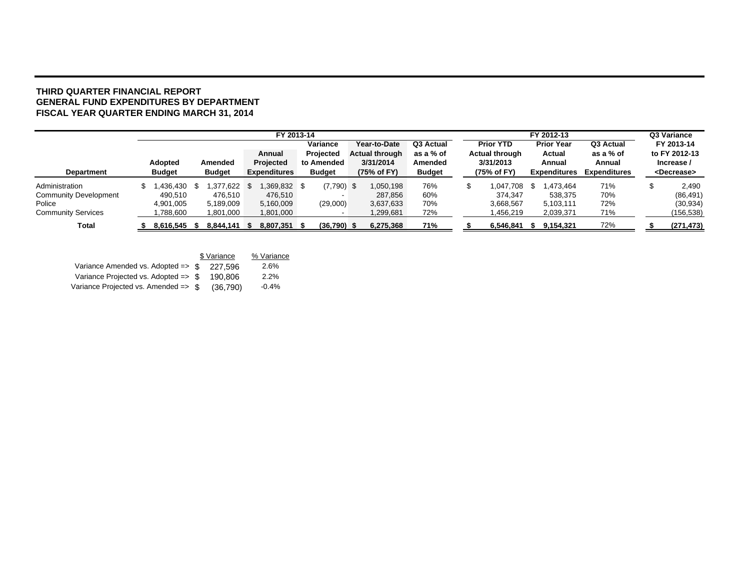**THIRD QUARTER FINANCIAL REPORT**
**GENERAL FUND EXPENDITURES BY DEPARTMENT**
**FISCAL YEAR QUARTER ENDING MARCH 31, 2014**

| | FY 2013-14 | | | | | | FY 2012-13 | | | Q3 Variance |
|---|---|---|---|---|---|---|---|---|---|---|
| **Department** | **Adopted Budget** | **Amended Budget** | **Annual Projected Expenditures** | **Variance Projected to Amended Budget** | **Year-to-Date Actual through 3/31/2014 (75% of FY)** | **Q3 Actual as a % of Amended Budget** | **Prior YTD Actual through 3/31/2013 (75% of FY)** | **Prior Year Actual Annual Expenditures** | **Q3 Actual as a % of Annual Expenditures** | **FY 2013-14 to FY 2012-13 Increase / <Decrease>** |
| Administration | $ 1,436,430 | $ 1,377,622 | $ 1,369,832 | $ (7,790) | $ 1,050,198 | 76% | $ 1,047,708 | $ 1,473,464 | 71% | $ 2,490 |
| Community Development | 490,510 | 476,510 | 476,510 | - | 287,856 | 60% | 374,347 | 538,375 | 70% | (86,491) |
| Police | 4,901,005 | 5,189,009 | 5,160,009 | (29,000) | 3,637,633 | 70% | 3,668,567 | 5,103,111 | 72% | (30,934) |
| Community Services | 1,788,600 | 1,801,000 | 1,801,000 | - | 1,299,681 | 72% | 1,456,219 | 2,039,371 | 71% | (156,538) |
| **Total** | **$ 8,616,545** | **$ 8,844,141** | **$ 8,807,351** | **$ (36,790)** | **$ 6,275,368** | **71%** | **$ 6,546,841** | **$ 9,154,321** | 72% | **$ (271,473)** |

| | $ Variance | % Variance |
|---|---|---|
| Variance Amended vs. Adopted => | $ 227,596 | 2.6% |
| Variance Projected vs. Adopted => | $ 190,806 | 2.2% |
| Variance Projected vs. Amended => | $ (36,790) | -0.4% |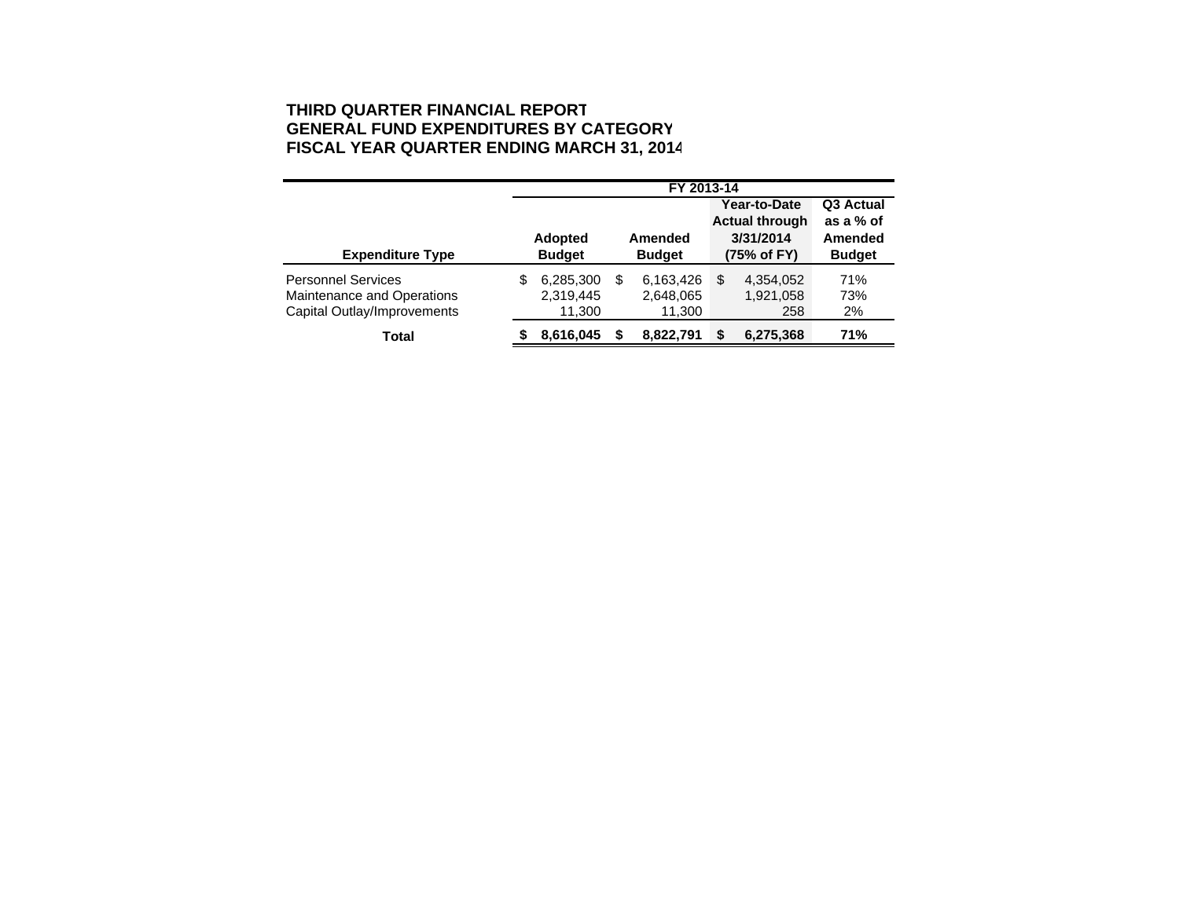**THIRD QUARTER FINANCIAL REPORT**
**GENERAL FUND EXPENDITURES BY CATEGORY**
**FISCAL YEAR QUARTER ENDING MARCH 31, 2014**

| | FY 2013-14 | | | |
|---|---|---|---|---|
| **Expenditure Type** | **Adopted Budget** | **Amended Budget** | **Year-to-Date Actual through 3/31/2014 (75% of FY)** | **Q3 Actual as a % of Amended Budget** |
| Personnel Services | $ 6,285,300 | $ 6,163,426 | $ 4,354,052 | 71% |
| Maintenance and Operations | 2,319,445 | 2,648,065 | 1,921,058 | 73% |
| Capital Outlay/Improvements | 11,300 | 11,300 | 258 | 2% |
| **Total** | **$ 8,616,045** | **$ 8,822,791** | **$ 6,275,368** | **71%** |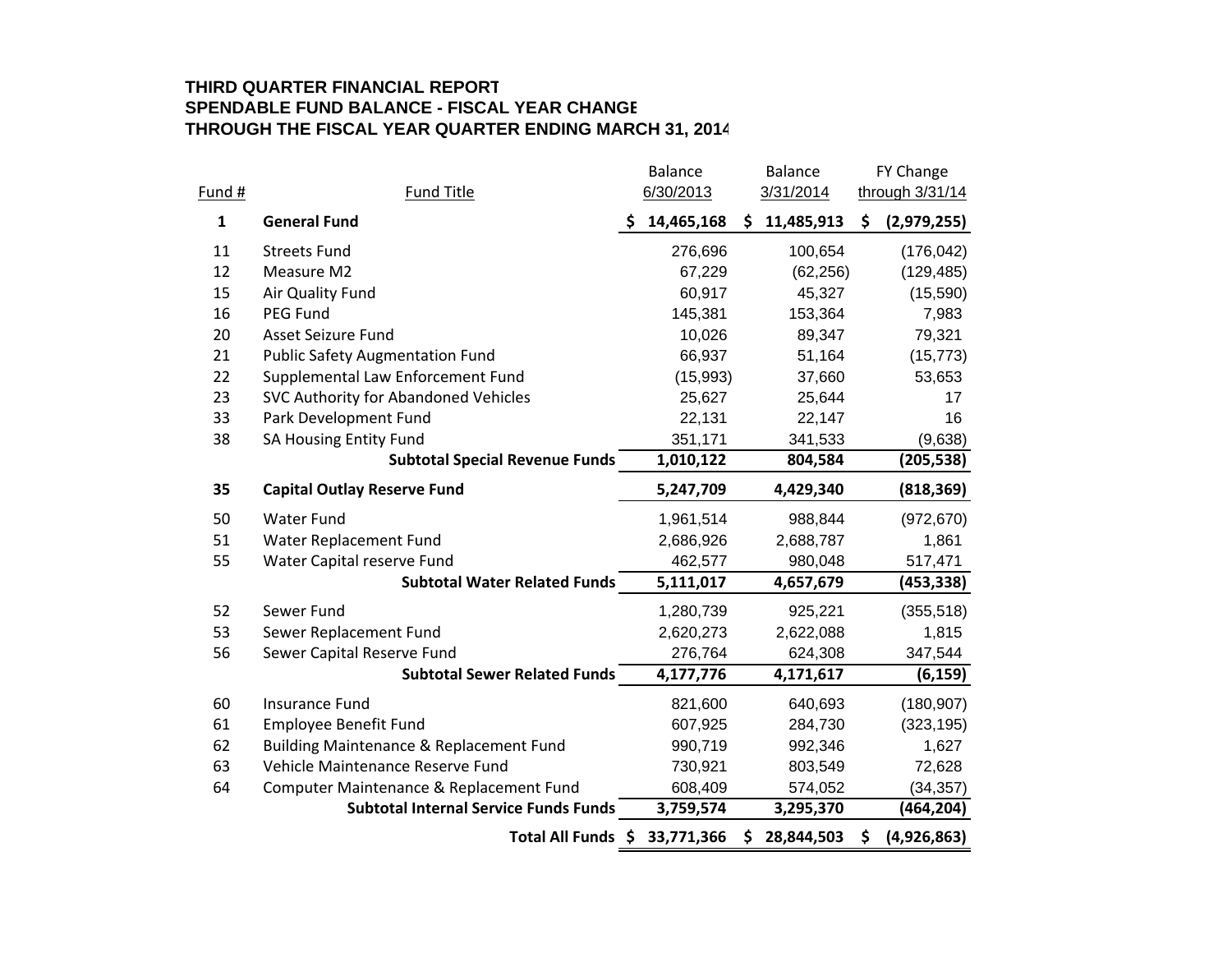**THIRD QUARTER FINANCIAL REPORT**
**SPENDABLE FUND BALANCE - FISCAL YEAR CHANGE**
**THROUGH THE FISCAL YEAR QUARTER ENDING MARCH 31, 2014**

| Fund # | Fund Title | Balance 6/30/2013 | Balance 3/31/2014 | FY Change through 3/31/14 |
|---|---|---|---|---|
| **1** | **General Fund** | **$ 14,465,168** | **$ 11,485,913** | **$ (2,979,255)** |
| 11 | Streets Fund | 276,696 | 100,654 | (176,042) |
| 12 | Measure M2 | 67,229 | (62,256) | (129,485) |
| 15 | Air Quality Fund | 60,917 | 45,327 | (15,590) |
| 16 | PEG Fund | 145,381 | 153,364 | 7,983 |
| 20 | Asset Seizure Fund | 10,026 | 89,347 | 79,321 |
| 21 | Public Safety Augmentation Fund | 66,937 | 51,164 | (15,773) |
| 22 | Supplemental Law Enforcement Fund | (15,993) | 37,660 | 53,653 |
| 23 | SVC Authority for Abandoned Vehicles | 25,627 | 25,644 | 17 |
| 33 | Park Development Fund | 22,131 | 22,147 | 16 |
| 38 | SA Housing Entity Fund | 351,171 | 341,533 | (9,638) |
| | **Subtotal Special Revenue Funds** | **1,010,122** | **804,584** | **(205,538)** |
| **35** | **Capital Outlay Reserve Fund** | **5,247,709** | **4,429,340** | **(818,369)** |
| 50 | Water Fund | 1,961,514 | 988,844 | (972,670) |
| 51 | Water Replacement Fund | 2,686,926 | 2,688,787 | 1,861 |
| 55 | Water Capital reserve Fund | 462,577 | 980,048 | 517,471 |
| | **Subtotal Water Related Funds** | **5,111,017** | **4,657,679** | **(453,338)** |
| 52 | Sewer Fund | 1,280,739 | 925,221 | (355,518) |
| 53 | Sewer Replacement Fund | 2,620,273 | 2,622,088 | 1,815 |
| 56 | Sewer Capital Reserve Fund | 276,764 | 624,308 | 347,544 |
| | **Subtotal Sewer Related Funds** | **4,177,776** | **4,171,617** | **(6,159)** |
| 60 | Insurance Fund | 821,600 | 640,693 | (180,907) |
| 61 | Employee Benefit Fund | 607,925 | 284,730 | (323,195) |
| 62 | Building Maintenance & Replacement Fund | 990,719 | 992,346 | 1,627 |
| 63 | Vehicle Maintenance Reserve Fund | 730,921 | 803,549 | 72,628 |
| 64 | Computer Maintenance & Replacement Fund | 608,409 | 574,052 | (34,357) |
| | **Subtotal Internal Service Funds Funds** | **3,759,574** | **3,295,370** | **(464,204)** |
| | **Total All Funds** | **$ 33,771,366** | **$ 28,844,503** | **$ (4,926,863)** |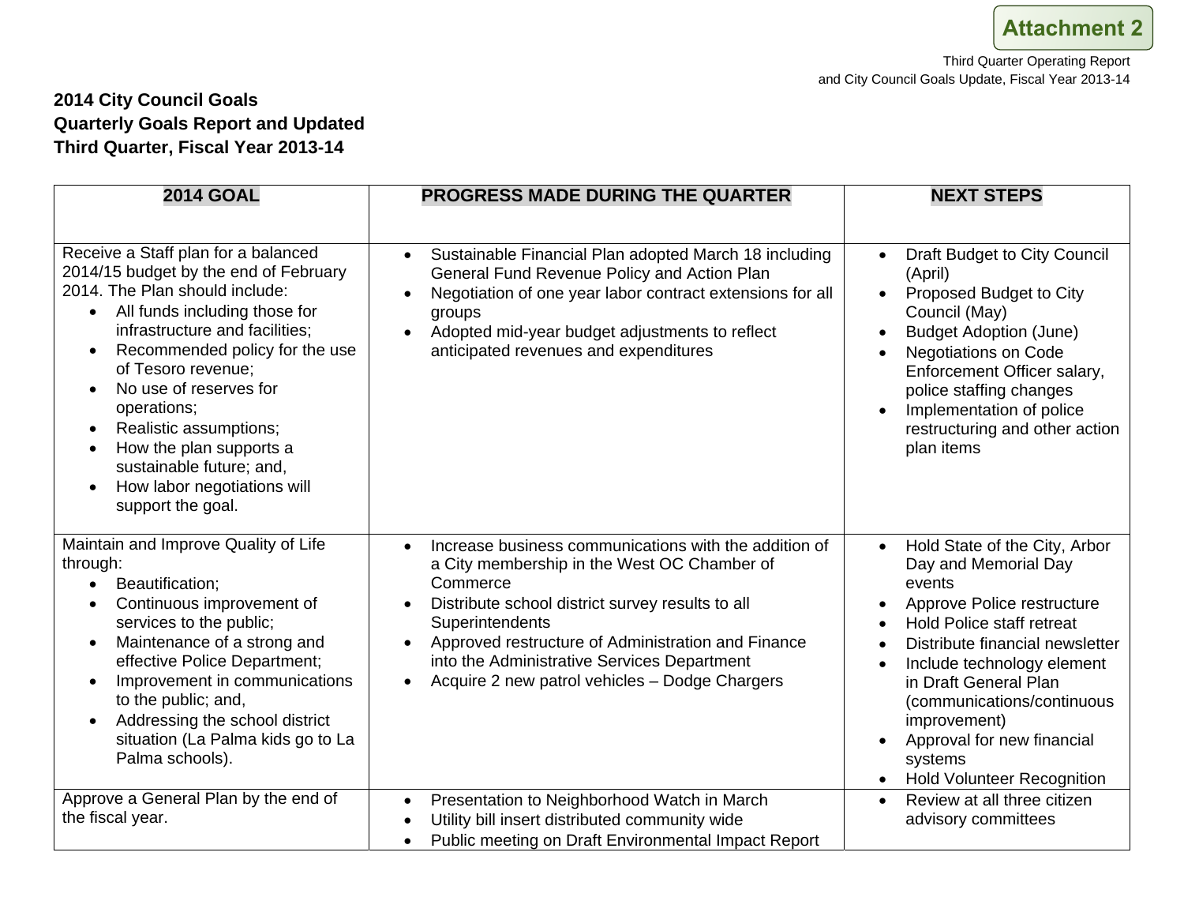Attachment 2

# 2014 City Council Goals
## Quarterly Goals Report and Updated
## Third Quarter, Fiscal Year 2013-14

| 2014 GOAL | PROGRESS MADE DURING THE QUARTER | NEXT STEPS |
|---|---|---|
| Receive a Staff plan for a balanced 2014/15 budget by the end of February 2014. The Plan should include:<br>• All funds including those for infrastructure and facilities;<br>• Recommended policy for the use of Tesoro revenue;<br>• No use of reserves for operations;<br>• Realistic assumptions;<br>• How the plan supports a sustainable future; and,<br>• How labor negotiations will support the goal. | • Sustainable Financial Plan adopted March 18 including General Fund Revenue Policy and Action Plan<br>• Negotiation of one year labor contract extensions for all groups<br>• Adopted mid-year budget adjustments to reflect anticipated revenues and expenditures | • Draft Budget to City Council (April)<br>• Proposed Budget to City Council (May)<br>• Budget Adoption (June)<br>• Negotiations on Code Enforcement Officer salary, police staffing changes<br>• Implementation of police restructuring and other action plan items |
| Maintain and Improve Quality of Life through:<br>• Beautification;<br>• Continuous improvement of services to the public;<br>• Maintenance of a strong and effective Police Department;<br>• Improvement in communications to the public; and,<br>• Addressing the school district situation (La Palma kids go to La Palma schools). | • Increase business communications with the addition of a City membership in the West OC Chamber of Commerce<br>• Distribute school district survey results to all Superintendents<br>• Approved restructure of Administration and Finance into the Administrative Services Department<br>• Acquire 2 new patrol vehicles – Dodge Chargers | • Hold State of the City, Arbor Day and Memorial Day events<br>• Approve Police restructure<br>• Hold Police staff retreat<br>• Distribute financial newsletter<br>• Include technology element in Draft General Plan (communications/continuous improvement)<br>• Approval for new financial systems<br>• Hold Volunteer Recognition |
| Approve a General Plan by the end of the fiscal year. | • Presentation to Neighborhood Watch in March<br>• Utility bill insert distributed community wide<br>• Public meeting on Draft Environmental Impact Report | • Review at all three citizen advisory committees |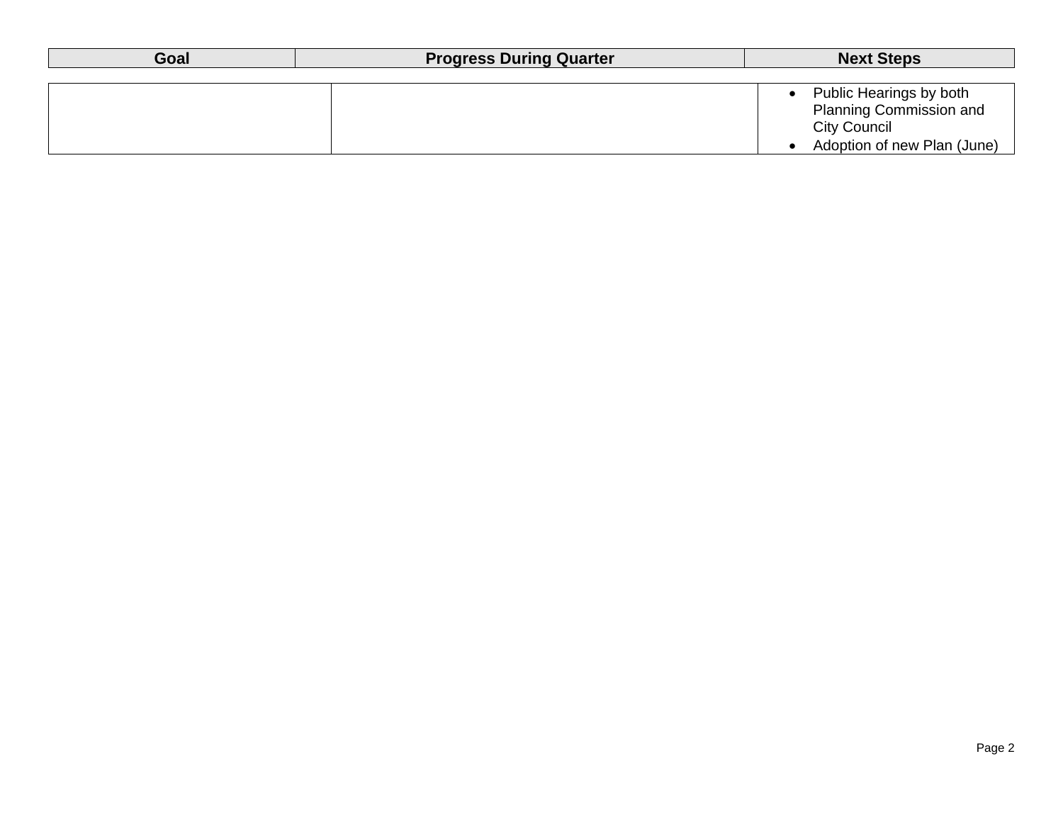| Goal | Progress During Quarter | Next Steps |
|---|---|---|
| | | • Public Hearings by both Planning Commission and City Council<br>• Adoption of new Plan (June) |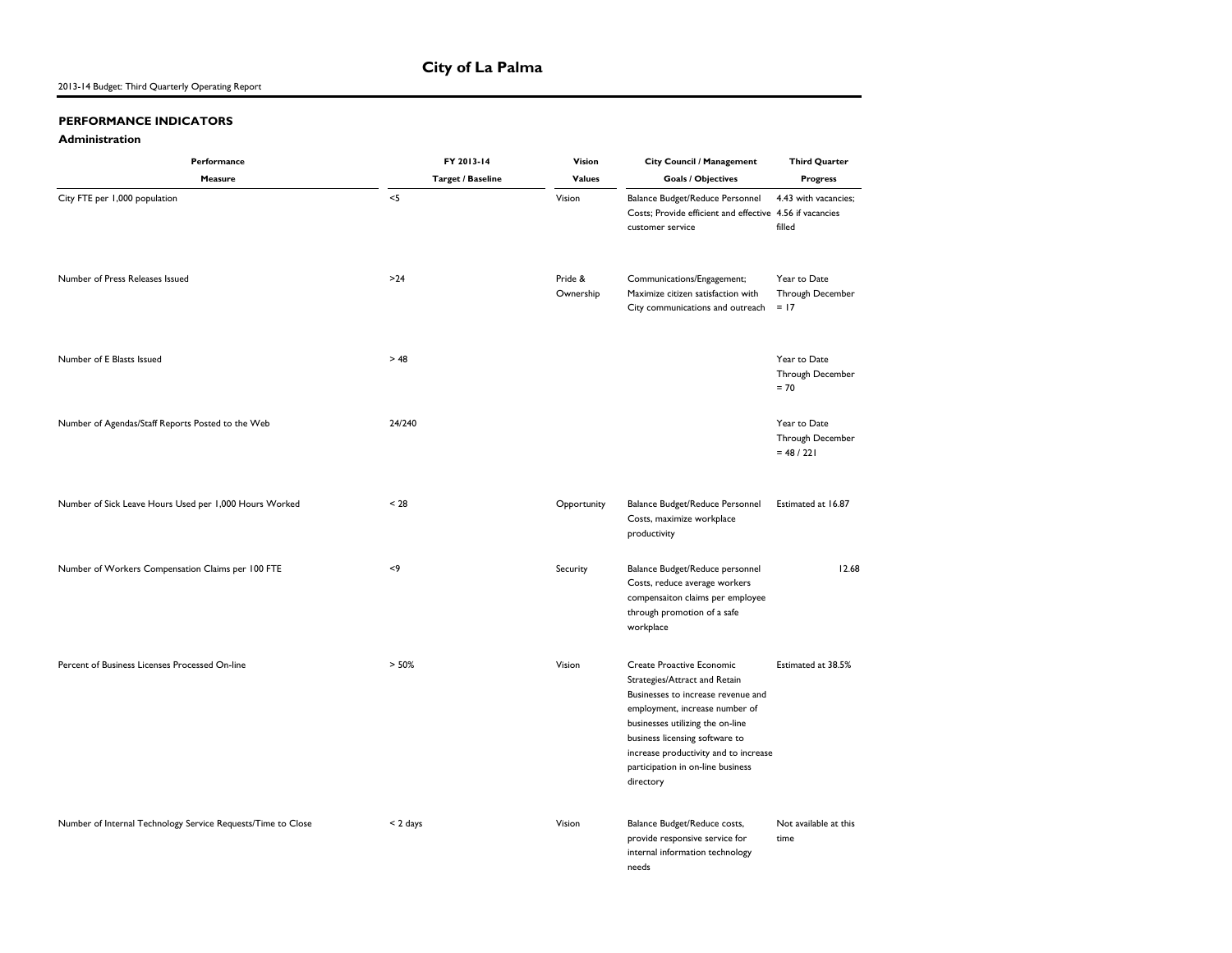# City of La Palma

2013-14 Budget: Third Quarterly Operating Report

## PERFORMANCE INDICATORS

### Administration

| Performance Measure | FY 2013-14 Target / Baseline | Vision Values | City Council / Management Goals / Objectives | Third Quarter Progress |
|---|---|---|---|---|
| City FTE per 1,000 population | <5 | Vision | Balance Budget/Reduce Personnel Costs; Provide efficient and effective customer service | 4.43 with vacancies; 4.56 if vacancies filled |
| Number of Press Releases Issued | >24 | Pride & Ownership | Communications/Engagement; Maximize citizen satisfaction with City communications and outreach | Year to Date Through December = 17 |
| Number of E Blasts Issued | > 48 | | | Year to Date Through December = 70 |
| Number of Agendas/Staff Reports Posted to the Web | 24/240 | | | Year to Date Through December = 48 / 221 |
| Number of Sick Leave Hours Used per 1,000 Hours Worked | < 28 | Opportunity | Balance Budget/Reduce Personnel Costs, maximize workplace productivity | Estimated at 16.87 |
| Number of Workers Compensation Claims per 100 FTE | <9 | Security | Balance Budget/Reduce personnel Costs, reduce average workers compensaiton claims per employee through promotion of a safe workplace | 12.68 |
| Percent of Business Licenses Processed On-line | > 50% | Vision | Create Proactive Economic Strategies/Attract and Retain Businesses to increase revenue and employment, increase number of businesses utilizing the on-line business licensing software to increase productivity and to increase participation in on-line business directory | Estimated at 38.5% |
| Number of Internal Technology Service Requests/Time to Close | < 2 days | Vision | Balance Budget/Reduce costs, provide responsive service for internal information technology needs | Not available at this time |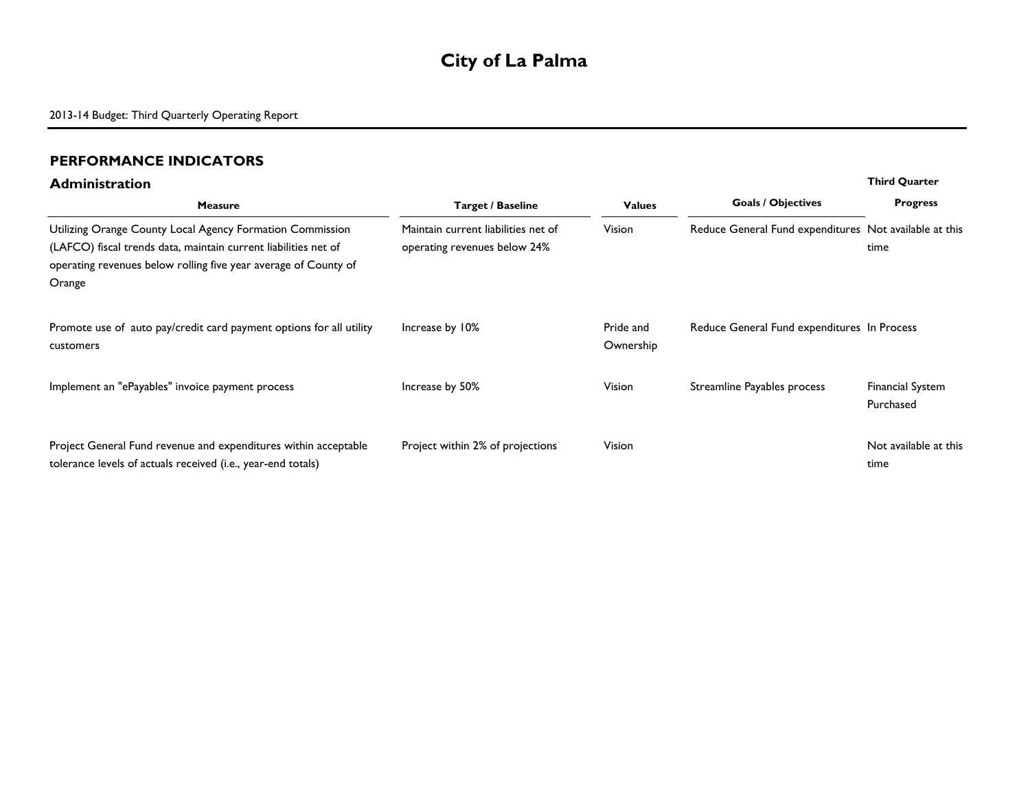# City of La Palma

2013-14 Budget: Third Quarterly Operating Report

## PERFORMANCE INDICATORS

### Administration

| Measure | Target / Baseline | Values | Goals / Objectives | Third Quarter Progress |
|---|---|---|---|---|
| Utilizing Orange County Local Agency Formation Commission (LAFCO) fiscal trends data, maintain current liabilities net of operating revenues below rolling five year average of County of Orange | Maintain current liabilities net of operating revenues below 24% | Vision | Reduce General Fund expenditures | Not available at this time |
| Promote use of auto pay/credit card payment options for all utility customers | Increase by 10% | Pride and Ownership | Reduce General Fund expenditures | In Process |
| Implement an "ePayables" invoice payment process | Increase by 50% | Vision | Streamline Payables process | Financial System Purchased |
| Project General Fund revenue and expenditures within acceptable tolerance levels of actuals received (i.e., year-end totals) | Project within 2% of projections | Vision | | Not available at this time |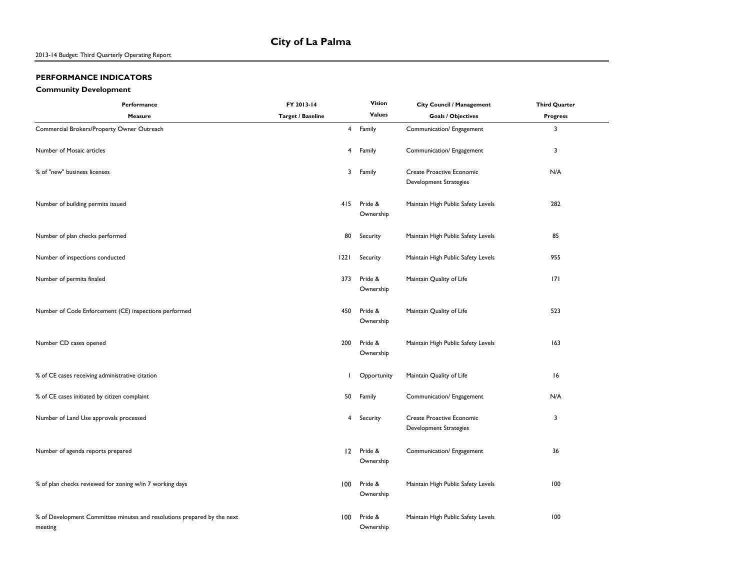# City of La Palma

2013-14 Budget: Third Quarterly Operating Report

## PERFORMANCE INDICATORS

### Community Development

| Performance Measure | FY 2013-14 Target / Baseline | Vision Values | City Council / Management Goals / Objectives | Third Quarter Progress |
|---|---|---|---|---|
| Commercial Brokers/Property Owner Outreach | 4 | Family | Communication/ Engagement | 3 |
| Number of Mosaic articles | 4 | Family | Communication/ Engagement | 3 |
| % of "new" business licenses | 3 | Family | Create Proactive Economic Development Strategies | N/A |
| Number of building permits issued | 415 | Pride & Ownership | Maintain High Public Safety Levels | 282 |
| Number of plan checks performed | 80 | Security | Maintain High Public Safety Levels | 85 |
| Number of inspections conducted | 1221 | Security | Maintain High Public Safety Levels | 955 |
| Number of permits finaled | 373 | Pride & Ownership | Maintain Quality of Life | 171 |
| Number of Code Enforcement (CE) inspections performed | 450 | Pride & Ownership | Maintain Quality of Life | 523 |
| Number CD cases opened | 200 | Pride & Ownership | Maintain High Public Safety Levels | 163 |
| % of CE cases receiving administrative citation | 1 | Opportunity | Maintain Quality of Life | 16 |
| % of CE cases initiated by citizen complaint | 50 | Family | Communication/ Engagement | N/A |
| Number of Land Use approvals processed | 4 | Security | Create Proactive Economic Development Strategies | 3 |
| Number of agenda reports prepared | 12 | Pride & Ownership | Communication/ Engagement | 36 |
| % of plan checks reviewed for zoning w/in 7 working days | 100 | Pride & Ownership | Maintain High Public Safety Levels | 100 |
| % of Development Committee minutes and resolutions prepared by the next meeting | 100 | Pride & Ownership | Maintain High Public Safety Levels | 100 |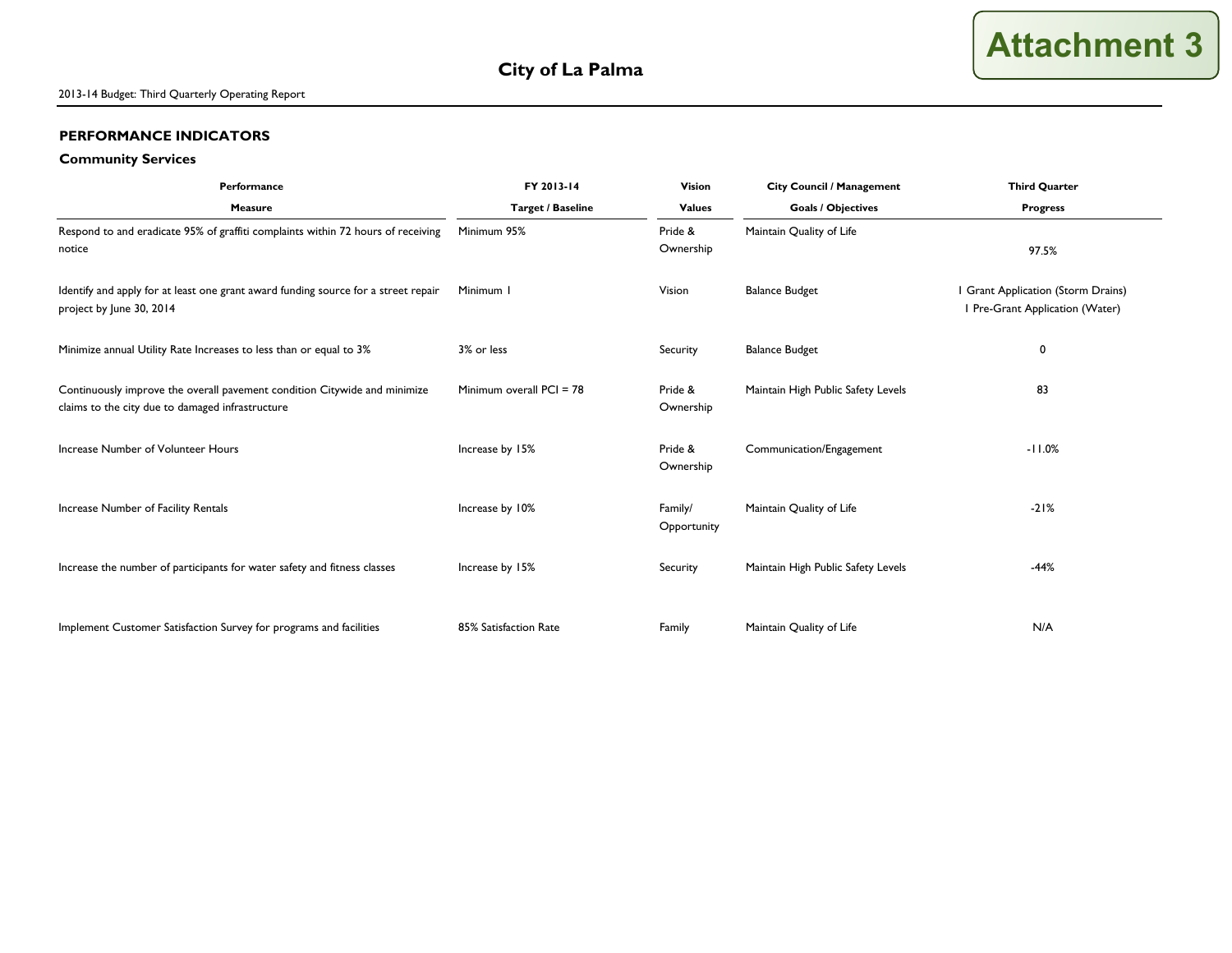Attachment 3

# City of La Palma

2013-14 Budget: Third Quarterly Operating Report

## PERFORMANCE INDICATORS

### Community Services

| Performance Measure | FY 2013-14 Target / Baseline | Vision Values | City Council / Management Goals / Objectives | Third Quarter Progress |
|---|---|---|---|---|
| Respond to and eradicate 95% of graffiti complaints within 72 hours of receiving notice | Minimum 95% | Pride & Ownership | Maintain Quality of Life | 97.5% |
| Identify and apply for at least one grant award funding source for a street repair project by June 30, 2014 | Minimum 1 | Vision | Balance Budget | 1 Grant Application (Storm Drains) 1 Pre-Grant Application (Water) |
| Minimize annual Utility Rate Increases to less than or equal to 3% | 3% or less | Security | Balance Budget | 0 |
| Continuously improve the overall pavement condition Citywide and minimize claims to the city due to damaged infrastructure | Minimum overall PCI = 78 | Pride & Ownership | Maintain High Public Safety Levels | 83 |
| Increase Number of Volunteer Hours | Increase by 15% | Pride & Ownership | Communication/Engagement | -11.0% |
| Increase Number of Facility Rentals | Increase by 10% | Family/ Opportunity | Maintain Quality of Life | -21% |
| Increase the number of participants for water safety and fitness classes | Increase by 15% | Security | Maintain High Public Safety Levels | -44% |
| Implement Customer Satisfaction Survey for programs and facilities | 85% Satisfaction Rate | Family | Maintain Quality of Life | N/A |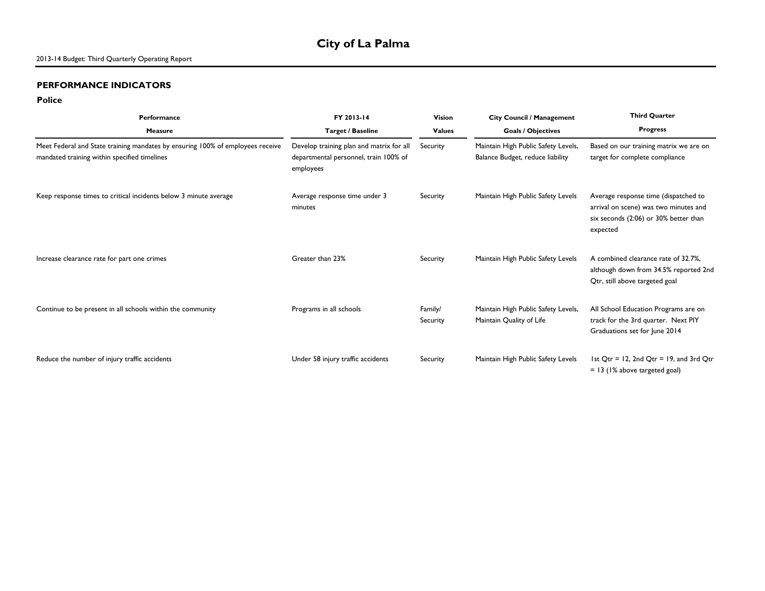# City of La Palma

2013-14 Budget: Third Quarterly Operating Report

## PERFORMANCE INDICATORS

### Police

| Performance Measure | FY 2013-14 Target / Baseline | Vision Values | City Council / Management Goals / Objectives | Third Quarter Progress |
|---|---|---|---|---|
| Meet Federal and State training mandates by ensuring 100% of employees receive mandated training within specified timelines | Develop training plan and matrix for all departmental personnel, train 100% of employees | Security | Maintain High Public Safety Levels, Balance Budget, reduce liability | Based on our training matrix we are on target for complete compliance |
| Keep response times to critical incidents below 3 minute average | Average response time under 3 minutes | Security | Maintain High Public Safety Levels | Average response time (dispatched to arrival on scene) was two minutes and six seconds (2:06) or 30% better than expected |
| Increase clearance rate for part one crimes | Greater than 23% | Security | Maintain High Public Safety Levels | A combined clearance rate of 32.7%, although down from 34.5% reported 2nd Qtr, still above targeted goal |
| Continue to be present in all schools within the community | Programs in all schools | Family/ Security | Maintain High Public Safety Levels, Maintain Quality of Life | All School Education Programs are on track for the 3rd quarter. Next PIY Graduations set for June 2014 |
| Reduce the number of injury traffic accidents | Under 58 injury traffic accidents | Security | Maintain High Public Safety Levels | 1st Qtr = 12, 2nd Qtr = 19, and 3rd Qtr = 13 (1% above targeted goal) |